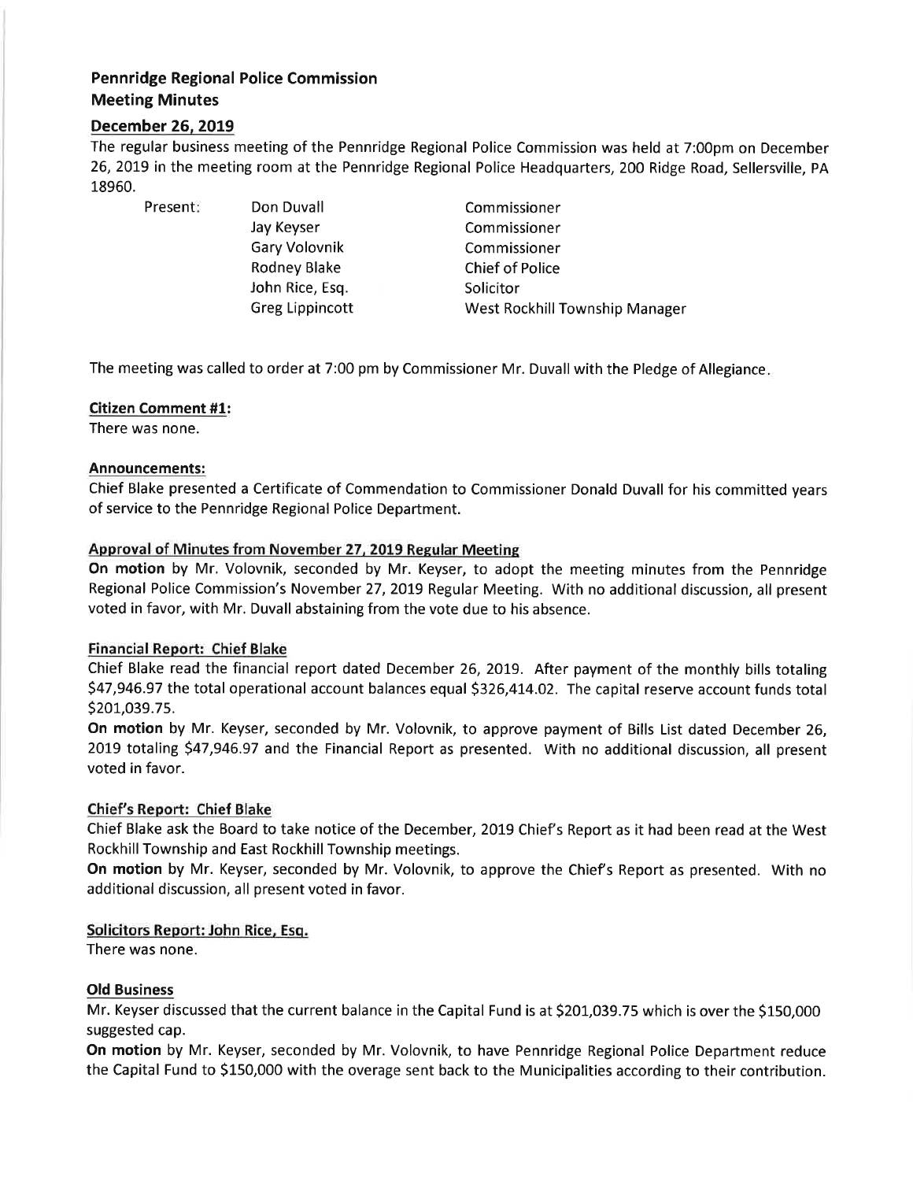# Pennridge Regional Police Commission
## Meeting Minutes

### December 26, 2019

The regular business meeting of the Pennridge Regional Police Commission was held at 7:00pm on December 26, 2019 in the meeting room at the Pennridge Regional Police Headquarters, 200 Ridge Road, Sellersville, PA 18960.

| Present: | | |
|---|---|---|
| | Don Duvall | Commissioner |
| | Jay Keyser | Commissioner |
| | Gary Volovnik | Commissioner |
| | Rodney Blake | Chief of Police |
| | John Rice, Esq. | Solicitor |
| | Greg Lippincott | West Rockhill Township Manager |

The meeting was called to order at 7:00 pm by Commissioner Mr. Duvall with the Pledge of Allegiance.

**Citizen Comment #1:**
There was none.

**Announcements:**
Chief Blake presented a Certificate of Commendation to Commissioner Donald Duvall for his committed years of service to the Pennridge Regional Police Department.

**Approval of Minutes from November 27, 2019 Regular Meeting**
**On motion** by Mr. Volovnik, seconded by Mr. Keyser, to adopt the meeting minutes from the Pennridge Regional Police Commission's November 27, 2019 Regular Meeting. With no additional discussion, all present voted in favor, with Mr. Duvall abstaining from the vote due to his absence.

**Financial Report: Chief Blake**
Chief Blake read the financial report dated December 26, 2019. After payment of the monthly bills totaling $47,946.97 the total operational account balances equal $326,414.02. The capital reserve account funds total $201,039.75.
**On motion** by Mr. Keyser, seconded by Mr. Volovnik, to approve payment of Bills List dated December 26, 2019 totaling $47,946.97 and the Financial Report as presented. With no additional discussion, all present voted in favor.

**Chief's Report: Chief Blake**
Chief Blake ask the Board to take notice of the December, 2019 Chief's Report as it had been read at the West Rockhill Township and East Rockhill Township meetings.
**On motion** by Mr. Keyser, seconded by Mr. Volovnik, to approve the Chief's Report as presented. With no additional discussion, all present voted in favor.

**Solicitors Report: John Rice, Esq.**
There was none.

**Old Business**
Mr. Keyser discussed that the current balance in the Capital Fund is at $201,039.75 which is over the $150,000 suggested cap.
**On motion** by Mr. Keyser, seconded by Mr. Volovnik, to have Pennridge Regional Police Department reduce the Capital Fund to $150,000 with the overage sent back to the Municipalities according to their contribution.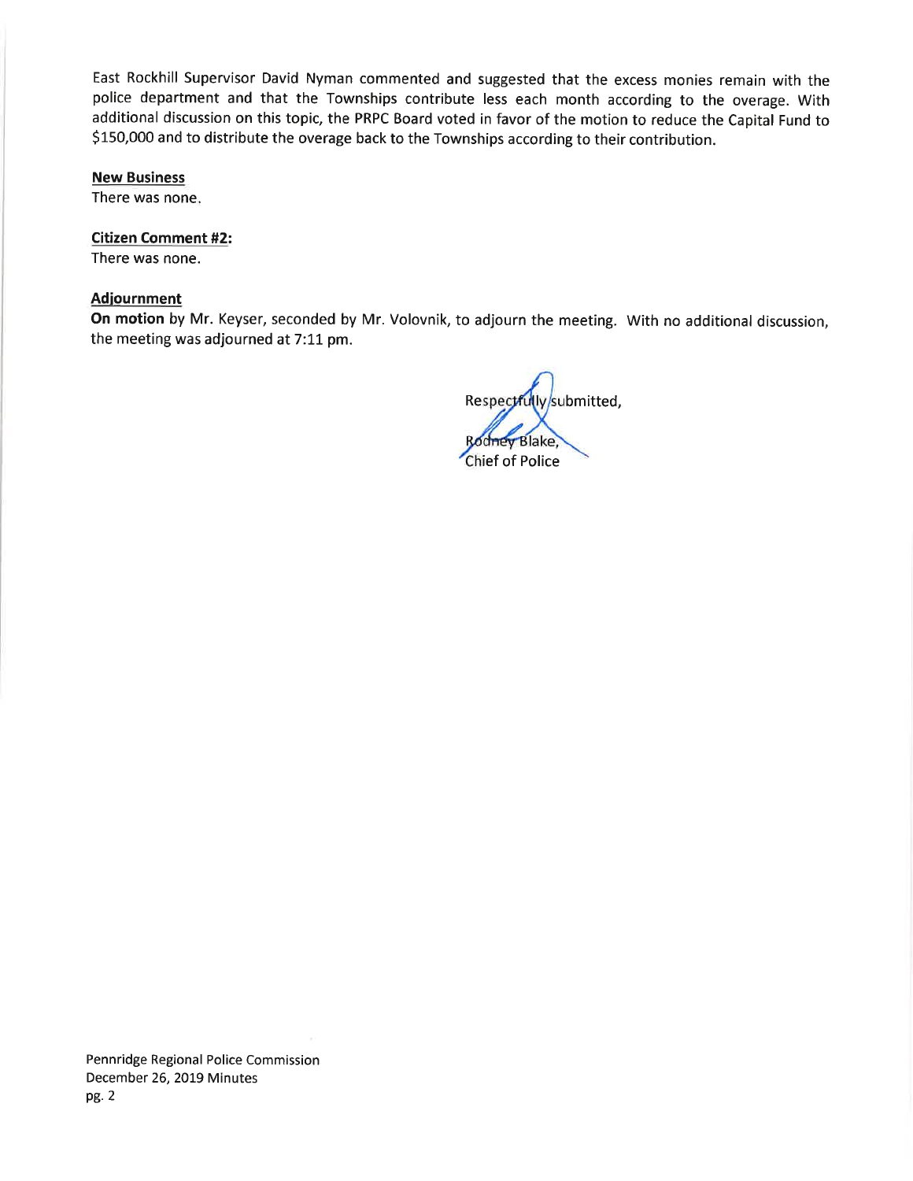East Rockhill Supervisor David Nyman commented and suggested that the excess monies remain with the police department and that the Townships contribute less each month according to the overage. With additional discussion on this topic, the PRPC Board voted in favor of the motion to reduce the Capital Fund to $150,000 and to distribute the overage back to the Townships according to their contribution.

**New Business**

There was none.

**Citizen Comment #2:**

There was none.

**Adjournment**

**On motion** by Mr. Keyser, seconded by Mr. Volovnik, to adjourn the meeting. With no additional discussion, the meeting was adjourned at 7:11 pm.

Respectfully submitted,

Rodney Blake,
Chief of Police